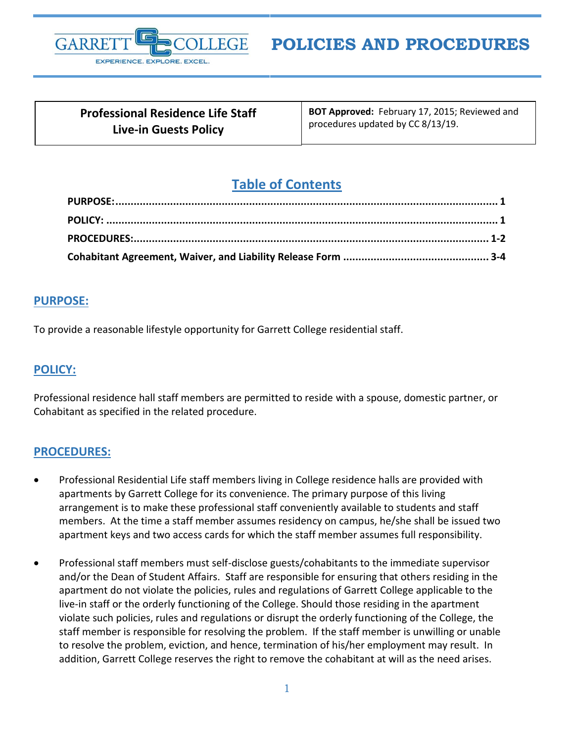# POLICIES AND PROCEDURES

| Professional Residence Life Staff Live-in Guests Policy | **BOT Approved:** February 17, 2015; Reviewed and procedures updated by CC 8/13/19. |
|---|---|

## Table of Contents

**PURPOSE:** .......... 1

**POLICY:** .......... 1

**PROCEDURES:** .......... 1-2

**Cohabitant Agreement, Waiver, and Liability Release Form** .......... 3-4

## PURPOSE:

To provide a reasonable lifestyle opportunity for Garrett College residential staff.

## POLICY:

Professional residence hall staff members are permitted to reside with a spouse, domestic partner, or Cohabitant as specified in the related procedure.

## PROCEDURES:

- Professional Residential Life staff members living in College residence halls are provided with apartments by Garrett College for its convenience. The primary purpose of this living arrangement is to make these professional staff conveniently available to students and staff members. At the time a staff member assumes residency on campus, he/she shall be issued two apartment keys and two access cards for which the staff member assumes full responsibility.

- Professional staff members must self-disclose guests/cohabitants to the immediate supervisor and/or the Dean of Student Affairs. Staff are responsible for ensuring that others residing in the apartment do not violate the policies, rules and regulations of Garrett College applicable to the live-in staff or the orderly functioning of the College. Should those residing in the apartment violate such policies, rules and regulations or disrupt the orderly functioning of the College, the staff member is responsible for resolving the problem. If the staff member is unwilling or unable to resolve the problem, eviction, and hence, termination of his/her employment may result. In addition, Garrett College reserves the right to remove the cohabitant at will as the need arises.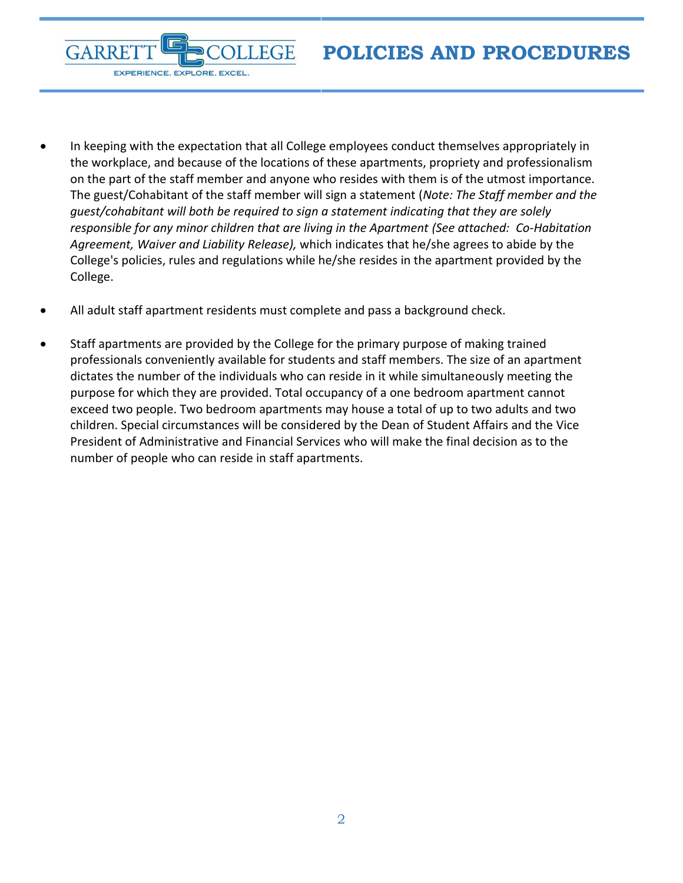- In keeping with the expectation that all College employees conduct themselves appropriately in the workplace, and because of the locations of these apartments, propriety and professionalism on the part of the staff member and anyone who resides with them is of the utmost importance. The guest/Cohabitant of the staff member will sign a statement (*Note: The Staff member and the guest/cohabitant will both be required to sign a statement indicating that they are solely responsible for any minor children that are living in the Apartment (See attached: Co-Habitation Agreement, Waiver and Liability Release),* which indicates that he/she agrees to abide by the College's policies, rules and regulations while he/she resides in the apartment provided by the College.

- All adult staff apartment residents must complete and pass a background check.

- Staff apartments are provided by the College for the primary purpose of making trained professionals conveniently available for students and staff members. The size of an apartment dictates the number of the individuals who can reside in it while simultaneously meeting the purpose for which they are provided. Total occupancy of a one bedroom apartment cannot exceed two people. Two bedroom apartments may house a total of up to two adults and two children. Special circumstances will be considered by the Dean of Student Affairs and the Vice President of Administrative and Financial Services who will make the final decision as to the number of people who can reside in staff apartments.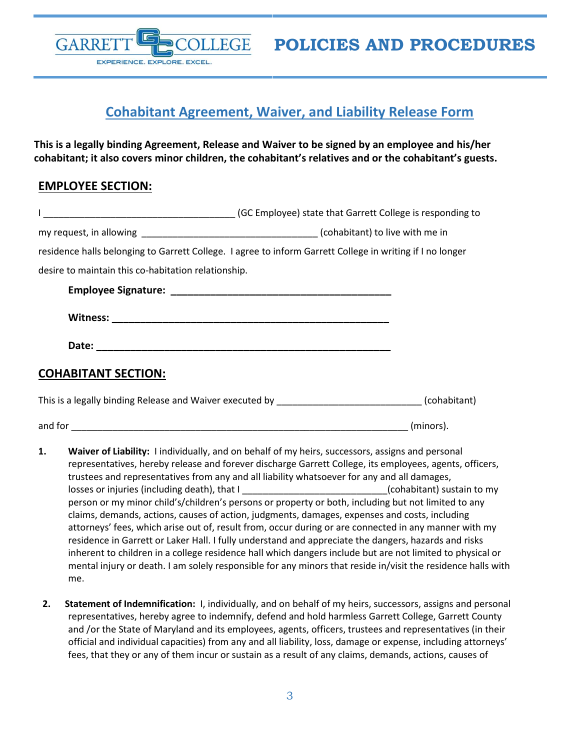# Cohabitant Agreement, Waiver, and Liability Release Form

**This is a legally binding Agreement, Release and Waiver to be signed by an employee and his/her cohabitant; it also covers minor children, the cohabitant's relatives and or the cohabitant's guests.**

## EMPLOYEE SECTION:

I ____________________________________ (GC Employee) state that Garrett College is responding to my request, in allowing _________________________________ (cohabitant) to live with me in residence halls belonging to Garrett College. I agree to inform Garrett College in writing if I no longer desire to maintain this co-habitation relationship.

**Employee Signature:** ________________________________________

**Witness:** ____________________________________________________

**Date:** ______________________________________________________

## COHABITANT SECTION:

This is a legally binding Release and Waiver executed by ___________________________ (cohabitant) and for ________________________________________________________________ (minors).

1. **Waiver of Liability:** I individually, and on behalf of my heirs, successors, assigns and personal representatives, hereby release and forever discharge Garrett College, its employees, agents, officers, trustees and representatives from any and all liability whatsoever for any and all damages, losses or injuries (including death), that I ___________________________(cohabitant) sustain to my person or my minor child's/children's persons or property or both, including but not limited to any claims, demands, actions, causes of action, judgments, damages, expenses and costs, including attorneys' fees, which arise out of, result from, occur during or are connected in any manner with my residence in Garrett or Laker Hall. I fully understand and appreciate the dangers, hazards and risks inherent to children in a college residence hall which dangers include but are not limited to physical or mental injury or death. I am solely responsible for any minors that reside in/visit the residence halls with me.

2. **Statement of Indemnification:** I, individually, and on behalf of my heirs, successors, assigns and personal representatives, hereby agree to indemnify, defend and hold harmless Garrett College, Garrett County and /or the State of Maryland and its employees, agents, officers, trustees and representatives (in their official and individual capacities) from any and all liability, loss, damage or expense, including attorneys' fees, that they or any of them incur or sustain as a result of any claims, demands, actions, causes of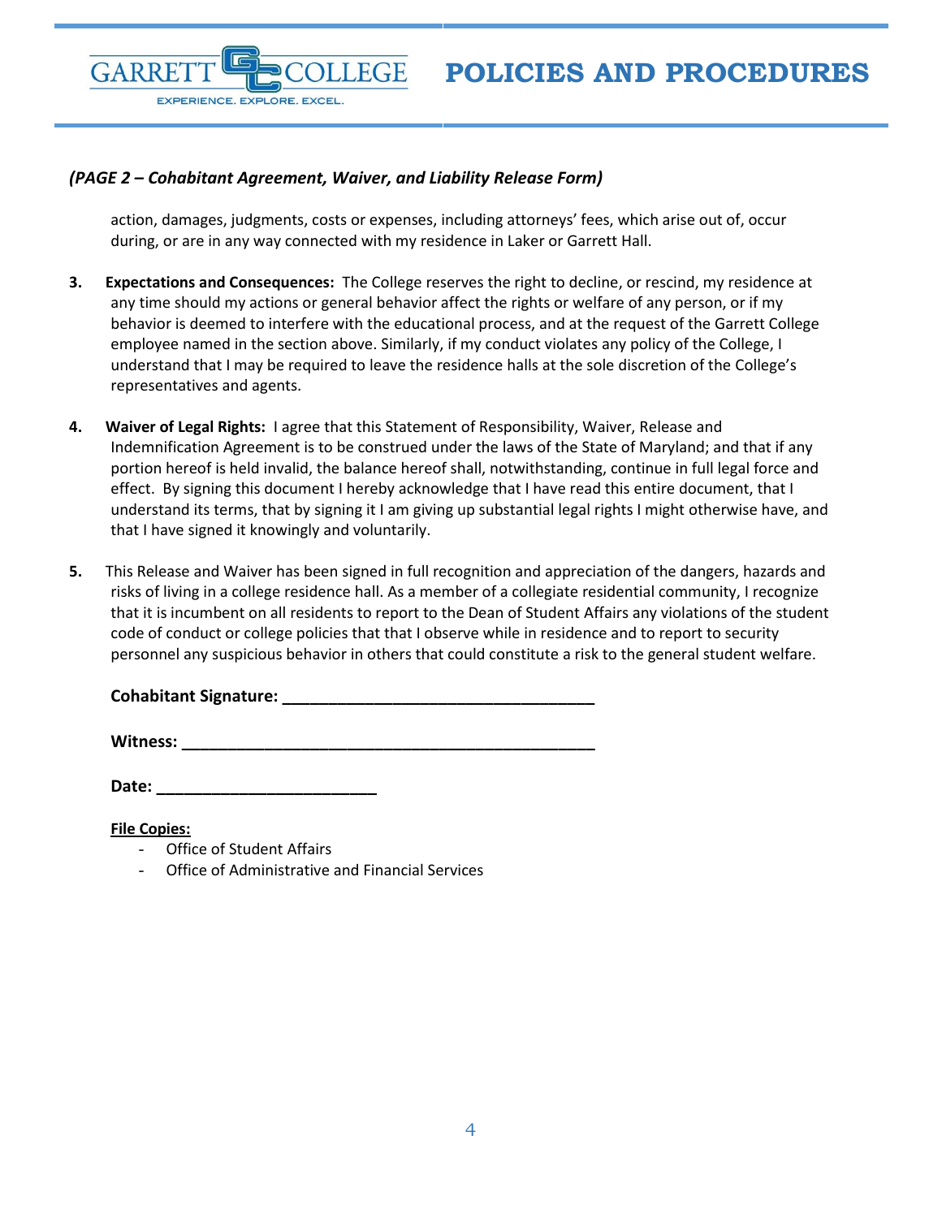*(PAGE 2 – Cohabitant Agreement, Waiver, and Liability Release Form)*

action, damages, judgments, costs or expenses, including attorneys' fees, which arise out of, occur during, or are in any way connected with my residence in Laker or Garrett Hall.

3. **Expectations and Consequences:** The College reserves the right to decline, or rescind, my residence at any time should my actions or general behavior affect the rights or welfare of any person, or if my behavior is deemed to interfere with the educational process, and at the request of the Garrett College employee named in the section above. Similarly, if my conduct violates any policy of the College, I understand that I may be required to leave the residence halls at the sole discretion of the College's representatives and agents.

4. **Waiver of Legal Rights:** I agree that this Statement of Responsibility, Waiver, Release and Indemnification Agreement is to be construed under the laws of the State of Maryland; and that if any portion hereof is held invalid, the balance hereof shall, notwithstanding, continue in full legal force and effect. By signing this document I hereby acknowledge that I have read this entire document, that I understand its terms, that by signing it I am giving up substantial legal rights I might otherwise have, and that I have signed it knowingly and voluntarily.

5. This Release and Waiver has been signed in full recognition and appreciation of the dangers, hazards and risks of living in a college residence hall. As a member of a collegiate residential community, I recognize that it is incumbent on all residents to report to the Dean of Student Affairs any violations of the student code of conduct or college policies that that I observe while in residence and to report to security personnel any suspicious behavior in others that could constitute a risk to the general student welfare.

**Cohabitant Signature: ___________________________________**

**Witness: _____________________________________________**

**Date: ________________________**

**File Copies:**

- Office of Student Affairs
- Office of Administrative and Financial Services